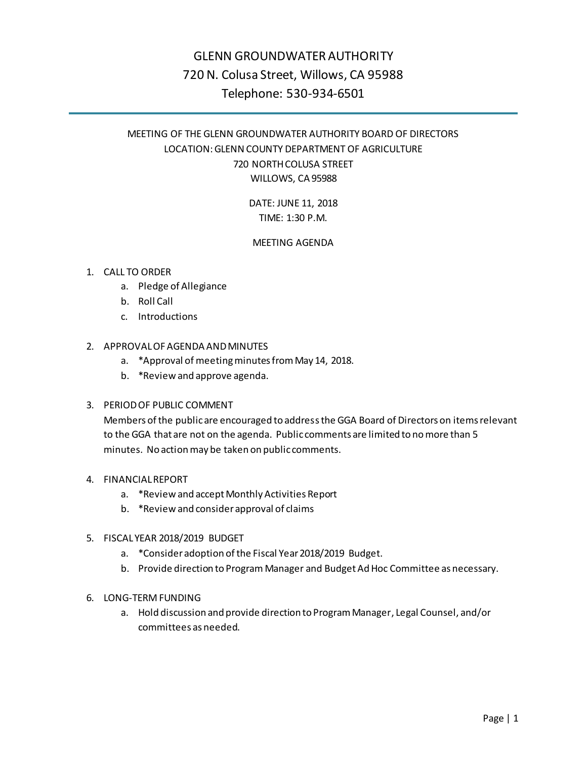# GLENN GROUNDWATER AUTHORITY

720 N. Colusa Street, Willows, CA 95988

Telephone: 530-934-6501

---

MEETING OF THE GLENN GROUNDWATER AUTHORITY BOARD OF DIRECTORS

LOCATION: GLENN COUNTY DEPARTMENT OF AGRICULTURE

720 NORTH COLUSA STREET

WILLOWS, CA 95988

DATE: JUNE 11, 2018

TIME: 1:30 P.M.

## MEETING AGENDA

1. CALL TO ORDER
   a. Pledge of Allegiance
   b. Roll Call
   c. Introductions

2. APPROVAL OF AGENDA AND MINUTES
   a. *Approval of meeting minutes from May 14, 2018.
   b. *Review and approve agenda.

3. PERIOD OF PUBLIC COMMENT

   Members of the public are encouraged to address the GGA Board of Directors on items relevant to the GGA that are not on the agenda. Public comments are limited to no more than 5 minutes. No action may be taken on public comments.

4. FINANCIAL REPORT
   a. *Review and accept Monthly Activities Report
   b. *Review and consider approval of claims

5. FISCAL YEAR 2018/2019 BUDGET
   a. *Consider adoption of the Fiscal Year 2018/2019 Budget.
   b. Provide direction to Program Manager and Budget Ad Hoc Committee as necessary.

6. LONG-TERM FUNDING
   a. Hold discussion and provide direction to Program Manager, Legal Counsel, and/or committees as needed.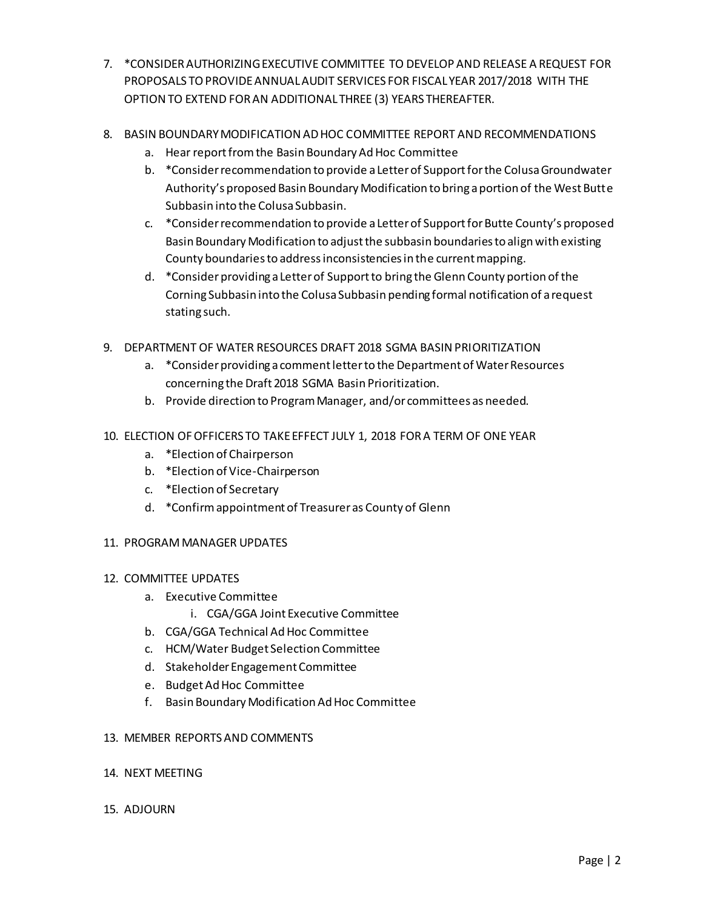7. *CONSIDER AUTHORIZING EXECUTIVE COMMITTEE TO DEVELOP AND RELEASE A REQUEST FOR PROPOSALS TO PROVIDE ANNUAL AUDIT SERVICES FOR FISCAL YEAR 2017/2018 WITH THE OPTION TO EXTEND FOR AN ADDITIONAL THREE (3) YEARS THEREAFTER.

8. BASIN BOUNDARY MODIFICATION AD HOC COMMITTEE REPORT AND RECOMMENDATIONS
   a. Hear report from the Basin Boundary Ad Hoc Committee
   b. *Consider recommendation to provide a Letter of Support for the Colusa Groundwater Authority's proposed Basin Boundary Modification to bring a portion of the West Butte Subbasin into the Colusa Subbasin.
   c. *Consider recommendation to provide a Letter of Support for Butte County's proposed Basin Boundary Modification to adjust the subbasin boundaries to align with existing County boundaries to address inconsistencies in the current mapping.
   d. *Consider providing a Letter of Support to bring the Glenn County portion of the Corning Subbasin into the Colusa Subbasin pending formal notification of a request stating such.

9. DEPARTMENT OF WATER RESOURCES DRAFT 2018 SGMA BASIN PRIORITIZATION
   a. *Consider providing a comment letter to the Department of Water Resources concerning the Draft 2018 SGMA Basin Prioritization.
   b. Provide direction to Program Manager, and/or committees as needed.

10. ELECTION OF OFFICERS TO TAKE EFFECT JULY 1, 2018 FOR A TERM OF ONE YEAR
    a. *Election of Chairperson
    b. *Election of Vice-Chairperson
    c. *Election of Secretary
    d. *Confirm appointment of Treasurer as County of Glenn

11. PROGRAM MANAGER UPDATES

12. COMMITTEE UPDATES
    a. Executive Committee
       i. CGA/GGA Joint Executive Committee
    b. CGA/GGA Technical Ad Hoc Committee
    c. HCM/Water Budget Selection Committee
    d. Stakeholder Engagement Committee
    e. Budget Ad Hoc Committee
    f. Basin Boundary Modification Ad Hoc Committee

13. MEMBER REPORTS AND COMMENTS

14. NEXT MEETING

15. ADJOURN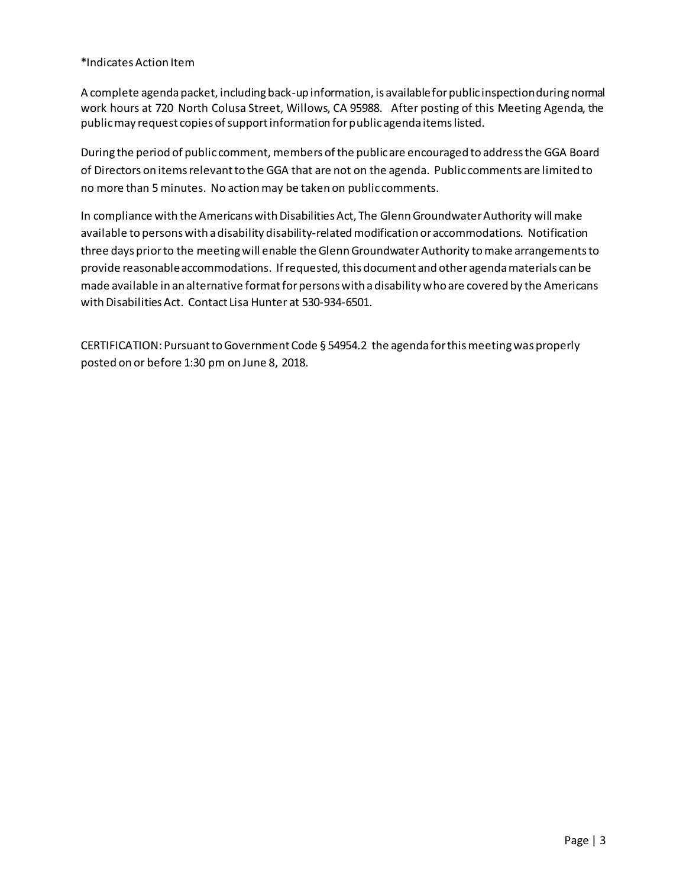*Indicates Action Item

A complete agenda packet, including back-up information, is available for public inspection during normal work hours at 720 North Colusa Street, Willows, CA 95988. After posting of this Meeting Agenda, the public may request copies of support information for public agenda items listed.

During the period of public comment, members of the public are encouraged to address the GGA Board of Directors on items relevant to the GGA that are not on the agenda. Public comments are limited to no more than 5 minutes. No action may be taken on public comments.

In compliance with the Americans with Disabilities Act, The Glenn Groundwater Authority will make available to persons with a disability disability-related modification or accommodations. Notification three days prior to the meeting will enable the Glenn Groundwater Authority to make arrangements to provide reasonable accommodations. If requested, this document and other agenda materials can be made available in an alternative format for persons with a disability who are covered by the Americans with Disabilities Act. Contact Lisa Hunter at 530-934-6501.

CERTIFICATION: Pursuant to Government Code § 54954.2 the agenda for this meeting was properly posted on or before 1:30 pm on June 8, 2018.